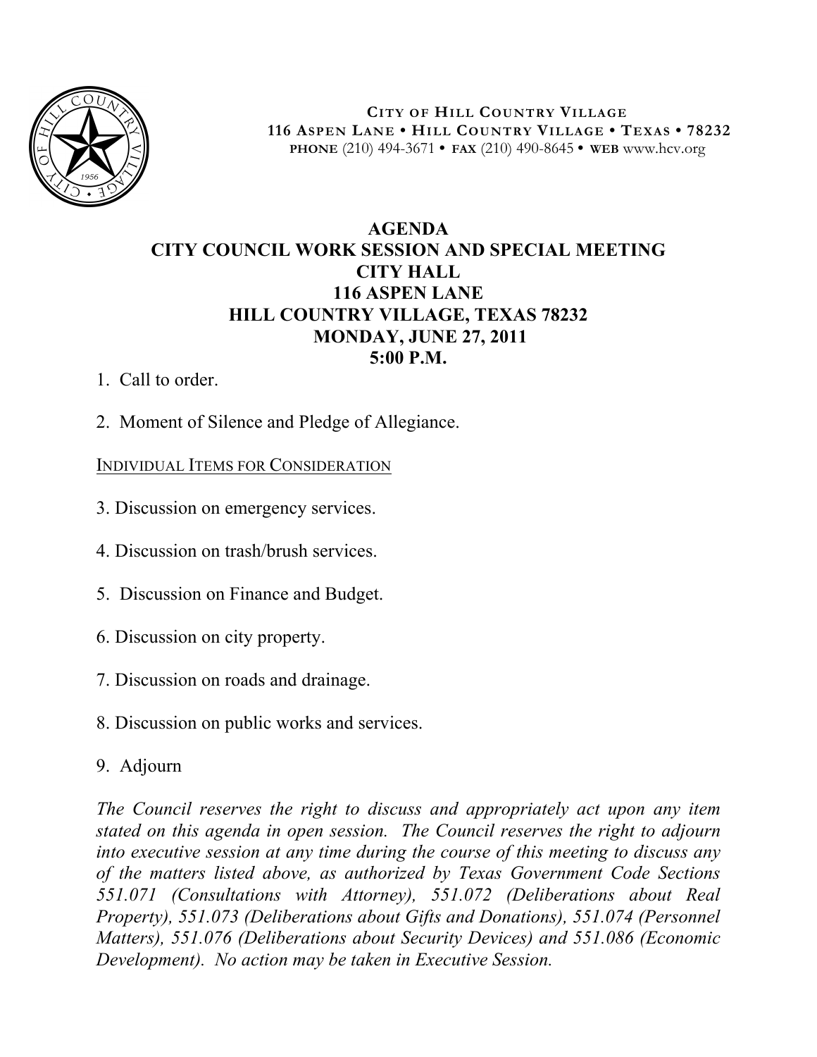**CITY OF HILL COUNTRY VILLAGE**
**116 ASPEN LANE • HILL COUNTRY VILLAGE • TEXAS • 78232**
**PHONE** (210) 494-3671 • **FAX** (210) 490-8645 • **WEB** www.hcv.org

# AGENDA
## CITY COUNCIL WORK SESSION AND SPECIAL MEETING
## CITY HALL
## 116 ASPEN LANE
## HILL COUNTRY VILLAGE, TEXAS 78232
## MONDAY, JUNE 27, 2011
## 5:00 P.M.

1. Call to order.

2. Moment of Silence and Pledge of Allegiance.

INDIVIDUAL ITEMS FOR CONSIDERATION

3. Discussion on emergency services.

4. Discussion on trash/brush services.

5. Discussion on Finance and Budget.

6. Discussion on city property.

7. Discussion on roads and drainage.

8. Discussion on public works and services.

9. Adjourn

*The Council reserves the right to discuss and appropriately act upon any item stated on this agenda in open session. The Council reserves the right to adjourn into executive session at any time during the course of this meeting to discuss any of the matters listed above, as authorized by Texas Government Code Sections 551.071 (Consultations with Attorney), 551.072 (Deliberations about Real Property), 551.073 (Deliberations about Gifts and Donations), 551.074 (Personnel Matters), 551.076 (Deliberations about Security Devices) and 551.086 (Economic Development). No action may be taken in Executive Session.*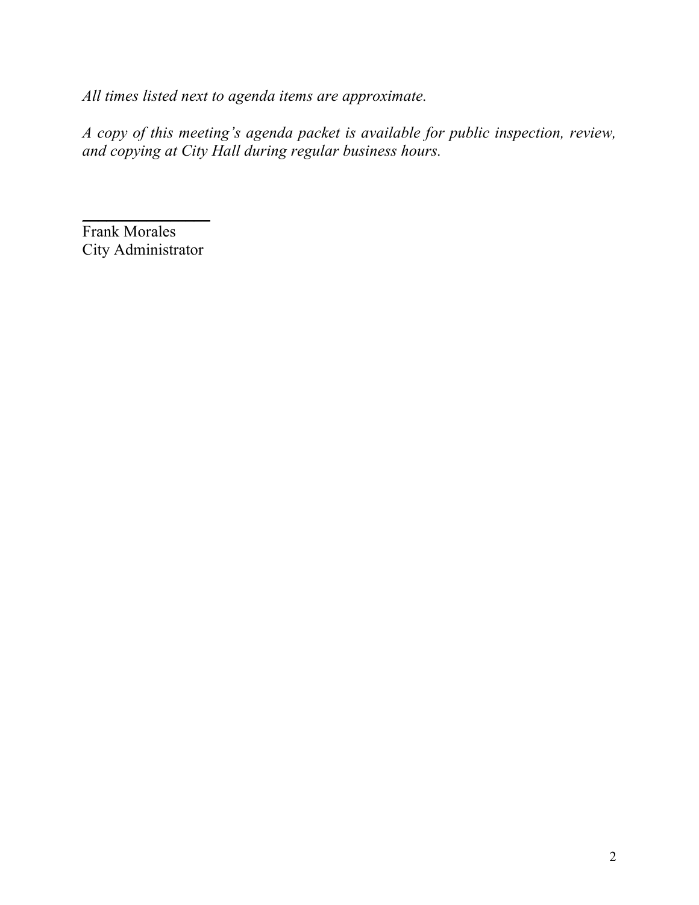*All times listed next to agenda items are approximate.*

*A copy of this meeting's agenda packet is available for public inspection, review, and copying at City Hall during regular business hours.*

\_\_\_\_\_\_\_\_\_\_\_\_\_\_\_\_

Frank Morales
City Administrator